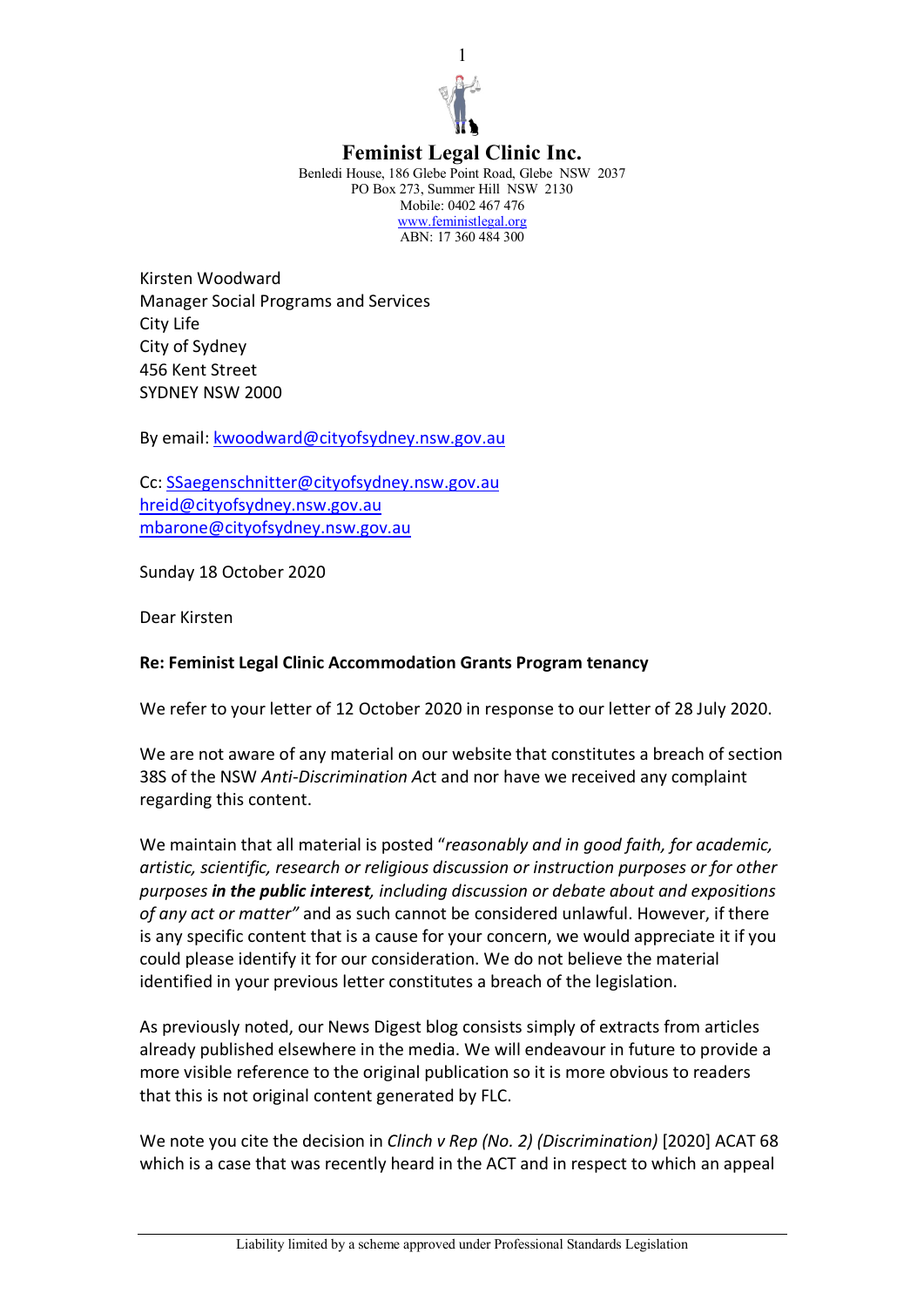**Feminist Legal Clinic Inc.**
Benledi House, 186 Glebe Point Road, Glebe NSW 2037
PO Box 273, Summer Hill NSW 2130
Mobile: 0402 467 476
www.feministlegal.org
ABN: 17 360 484 300

Kirsten Woodward
Manager Social Programs and Services
City Life
City of Sydney
456 Kent Street
SYDNEY NSW 2000

By email: kwoodward@cityofsydney.nsw.gov.au

Cc: SSaegenschnitter@cityofsydney.nsw.gov.au
hreid@cityofsydney.nsw.gov.au
mbarone@cityofsydney.nsw.gov.au

Sunday 18 October 2020

Dear Kirsten

**Re: Feminist Legal Clinic Accommodation Grants Program tenancy**

We refer to your letter of 12 October 2020 in response to our letter of 28 July 2020.

We are not aware of any material on our website that constitutes a breach of section 38S of the NSW *Anti-Discrimination Ac*t and nor have we received any complaint regarding this content.

We maintain that all material is posted "*reasonably and in good faith, for academic, artistic, scientific, research or religious discussion or instruction purposes or for other purposes* ***in the public interest****, including discussion or debate about and expositions of any act or matter"* and as such cannot be considered unlawful. However, if there is any specific content that is a cause for your concern, we would appreciate it if you could please identify it for our consideration. We do not believe the material identified in your previous letter constitutes a breach of the legislation.

As previously noted, our News Digest blog consists simply of extracts from articles already published elsewhere in the media. We will endeavour in future to provide a more visible reference to the original publication so it is more obvious to readers that this is not original content generated by FLC.

We note you cite the decision in *Clinch v Rep (No. 2) (Discrimination)* [2020] ACAT 68 which is a case that was recently heard in the ACT and in respect to which an appeal

Liability limited by a scheme approved under Professional Standards Legislation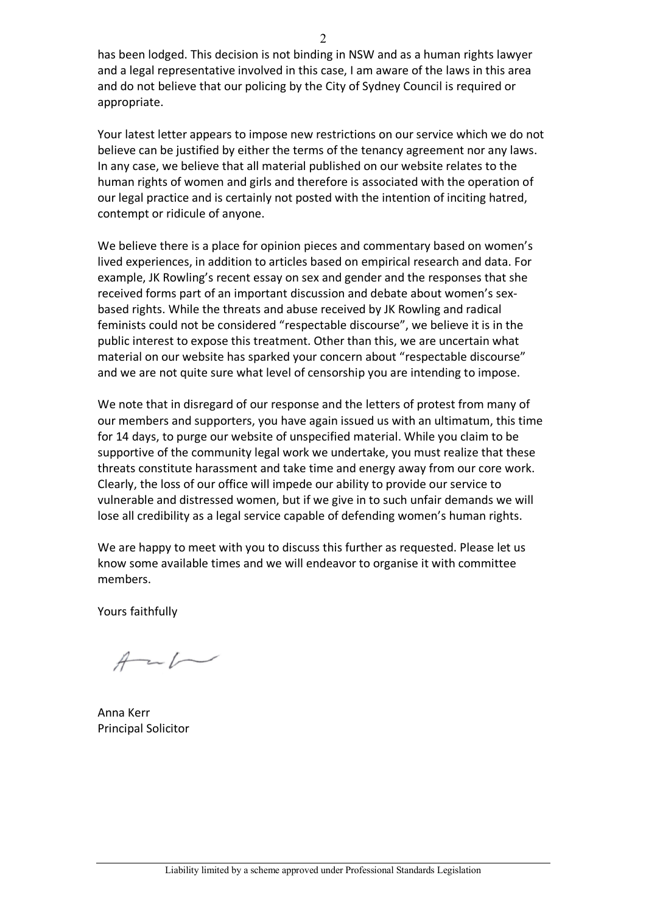has been lodged. This decision is not binding in NSW and as a human rights lawyer and a legal representative involved in this case, I am aware of the laws in this area and do not believe that our policing by the City of Sydney Council is required or appropriate.

Your latest letter appears to impose new restrictions on our service which we do not believe can be justified by either the terms of the tenancy agreement nor any laws. In any case, we believe that all material published on our website relates to the human rights of women and girls and therefore is associated with the operation of our legal practice and is certainly not posted with the intention of inciting hatred, contempt or ridicule of anyone.

We believe there is a place for opinion pieces and commentary based on women's lived experiences, in addition to articles based on empirical research and data. For example, JK Rowling's recent essay on sex and gender and the responses that she received forms part of an important discussion and debate about women's sex-based rights. While the threats and abuse received by JK Rowling and radical feminists could not be considered "respectable discourse", we believe it is in the public interest to expose this treatment. Other than this, we are uncertain what material on our website has sparked your concern about "respectable discourse" and we are not quite sure what level of censorship you are intending to impose.

We note that in disregard of our response and the letters of protest from many of our members and supporters, you have again issued us with an ultimatum, this time for 14 days, to purge our website of unspecified material. While you claim to be supportive of the community legal work we undertake, you must realize that these threats constitute harassment and take time and energy away from our core work. Clearly, the loss of our office will impede our ability to provide our service to vulnerable and distressed women, but if we give in to such unfair demands we will lose all credibility as a legal service capable of defending women's human rights.

We are happy to meet with you to discuss this further as requested. Please let us know some available times and we will endeavor to organise it with committee members.

Yours faithfully

Anna Kerr
Principal Solicitor

Liability limited by a scheme approved under Professional Standards Legislation